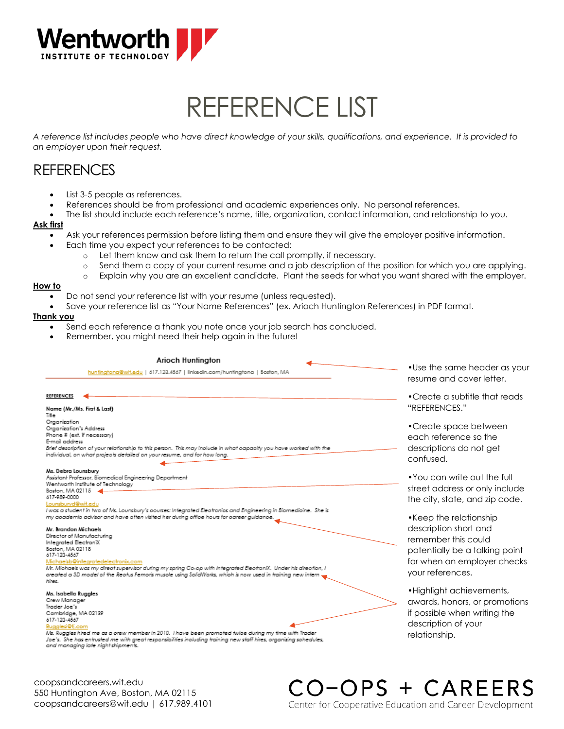# REFERENCE LIST

*A reference list includes people who have direct knowledge of your skills, qualifications, and experience. It is provided to an employer upon their request.*

## REFERENCES

- List 3-5 people as references.
- References should be from professional and academic experiences only. No personal references.
- The list should include each reference's name, title, organization, contact information, and relationship to you.

**Ask first**

- Ask your references permission before listing them and ensure they will give the employer positive information.
- Each time you expect your references to be contacted:
  - Let them know and ask them to return the call promptly, if necessary.
  - Send them a copy of your current resume and a job description of the position for which you are applying.
  - Explain why you are an excellent candidate. Plant the seeds for what you want shared with the employer.

**How to**

- Do not send your reference list with your resume (unless requested).
- Save your reference list as "Your Name References" (ex. Arioch Huntington References) in PDF format.

**Thank you**

- Send each reference a thank you note once your job search has concluded.
- Remember, you might need their help again in the future!

---

**Arioch Huntington**

huntingtona@wit.edu | 617.123.4567 | linkedin.com/huntingtona | Boston, MA

**REFERENCES**

**Name (Mr./Ms. First & Last)**
Title
Organization
Organization's Address
Phone # (ext. if necessary)
E-mail address
*Brief description of your relationship to this person. This may include in what capacity you have worked with the individual, on what projects detailed on your resume, and for how long.*

**Ms. Debra Lounsbury**
Assistant Professor, Biomedical Engineering Department
Wentworth Institute of Technology
Boston, MA 02115
617-989-0000
Lounsburyd@wit.edu
*I was a student in two of Ms. Lounsbury's courses: Integrated Electronics and Engineering in Biomedicine. She is my academic advisor and have often visited her during office hours for career guidance.*

**Mr. Brandon Michaels**
Director of Manufacturing
Integrated ElectroniX
Boston, MA 02118
617-123-4567
Michaelsb@integratedelectronix.com
*Mr. Michaels was my direct supervisor during my spring Co-op with Integrated ElectroniX. Under his direction, I created a 3D model of the Rectus Femoris muscle using SolidWorks, which is now used in training new intern hires.*

**Ms. Isabella Ruggles**
Crew Manager
Trader Joe's
Cambridge, MA 02139
617-123-4567
Rugglesi@tj.com
*Ms. Ruggles hired me as a crew member in 2010. I have been promoted twice during my time with Trader Joe's. She has entrusted me with great responsibilities including training new staff hires, organizing schedules, and managing late night shipments.*

---

- Use the same header as your resume and cover letter.
- Create a subtitle that reads "REFERENCES."
- Create space between each reference so the descriptions do not get confused.
- You can write out the full street address or only include the city, state, and zip code.
- Keep the relationship description short and remember this could potentially be a talking point for when an employer checks your references.
- Highlight achievements, awards, honors, or promotions if possible when writing the description of your relationship.

coopsandcareers.wit.edu
550 Huntington Ave, Boston, MA 02115
coopsandcareers@wit.edu | 617.989.4101

CO-OPS + CAREERS
Center for Cooperative Education and Career Development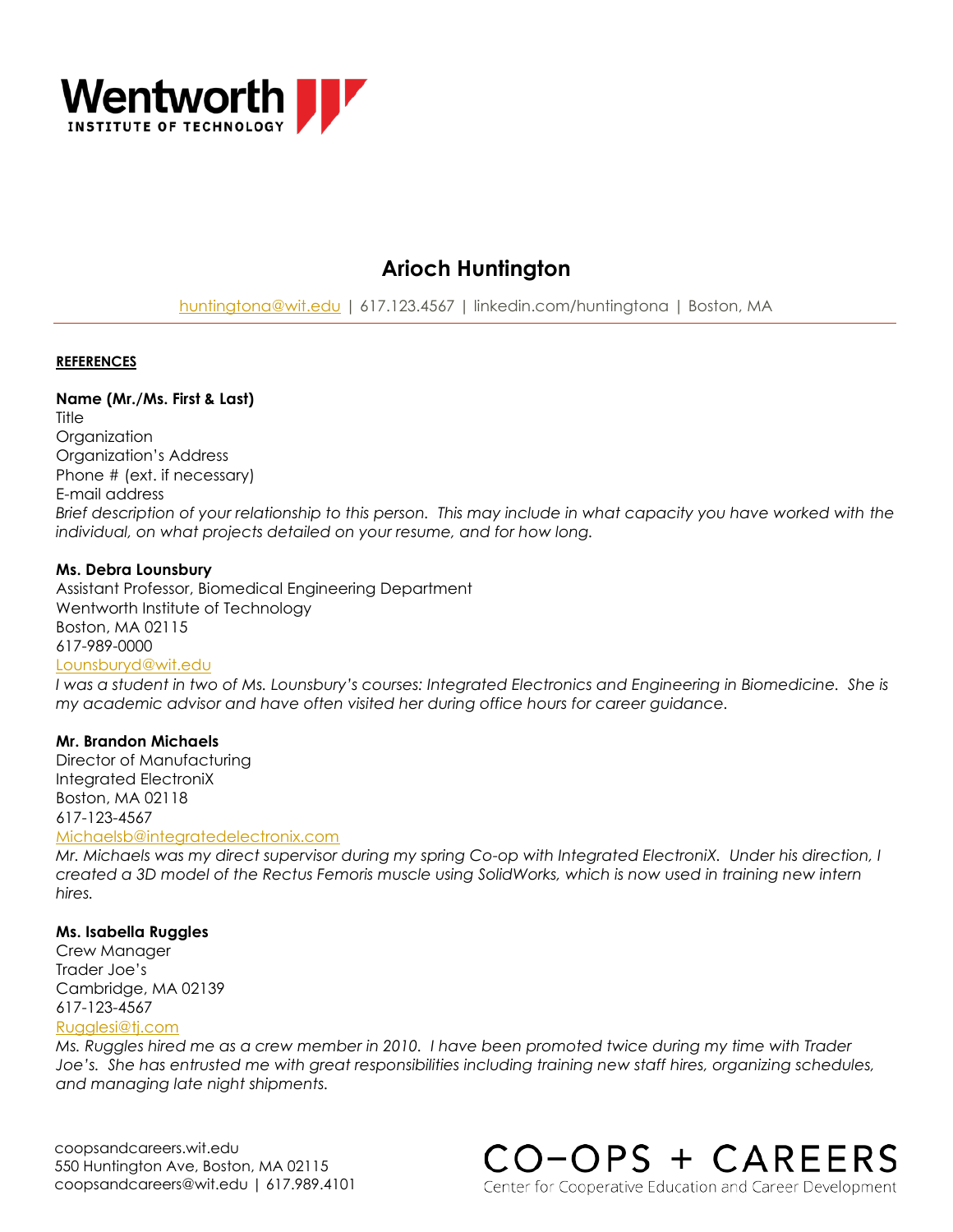# Arioch Huntington

huntingtona@wit.edu | 617.123.4567 | linkedin.com/huntingtona | Boston, MA

---

## REFERENCES

**Name (Mr./Ms. First & Last)**
Title
Organization
Organization's Address
Phone # (ext. if necessary)
E-mail address
*Brief description of your relationship to this person. This may include in what capacity you have worked with the individual, on what projects detailed on your resume, and for how long.*

**Ms. Debra Lounsbury**
Assistant Professor, Biomedical Engineering Department
Wentworth Institute of Technology
Boston, MA 02115
617-989-0000
Lounsburyd@wit.edu
*I was a student in two of Ms. Lounsbury's courses: Integrated Electronics and Engineering in Biomedicine. She is my academic advisor and have often visited her during office hours for career guidance.*

**Mr. Brandon Michaels**
Director of Manufacturing
Integrated ElectroniX
Boston, MA 02118
617-123-4567
Michaelsb@integratedelectronix.com
*Mr. Michaels was my direct supervisor during my spring Co-op with Integrated ElectroniX. Under his direction, I created a 3D model of the Rectus Femoris muscle using SolidWorks, which is now used in training new intern hires.*

**Ms. Isabella Ruggles**
Crew Manager
Trader Joe's
Cambridge, MA 02139
617-123-4567
Rugglesi@tj.com
*Ms. Ruggles hired me as a crew member in 2010. I have been promoted twice during my time with Trader Joe's. She has entrusted me with great responsibilities including training new staff hires, organizing schedules, and managing late night shipments.*